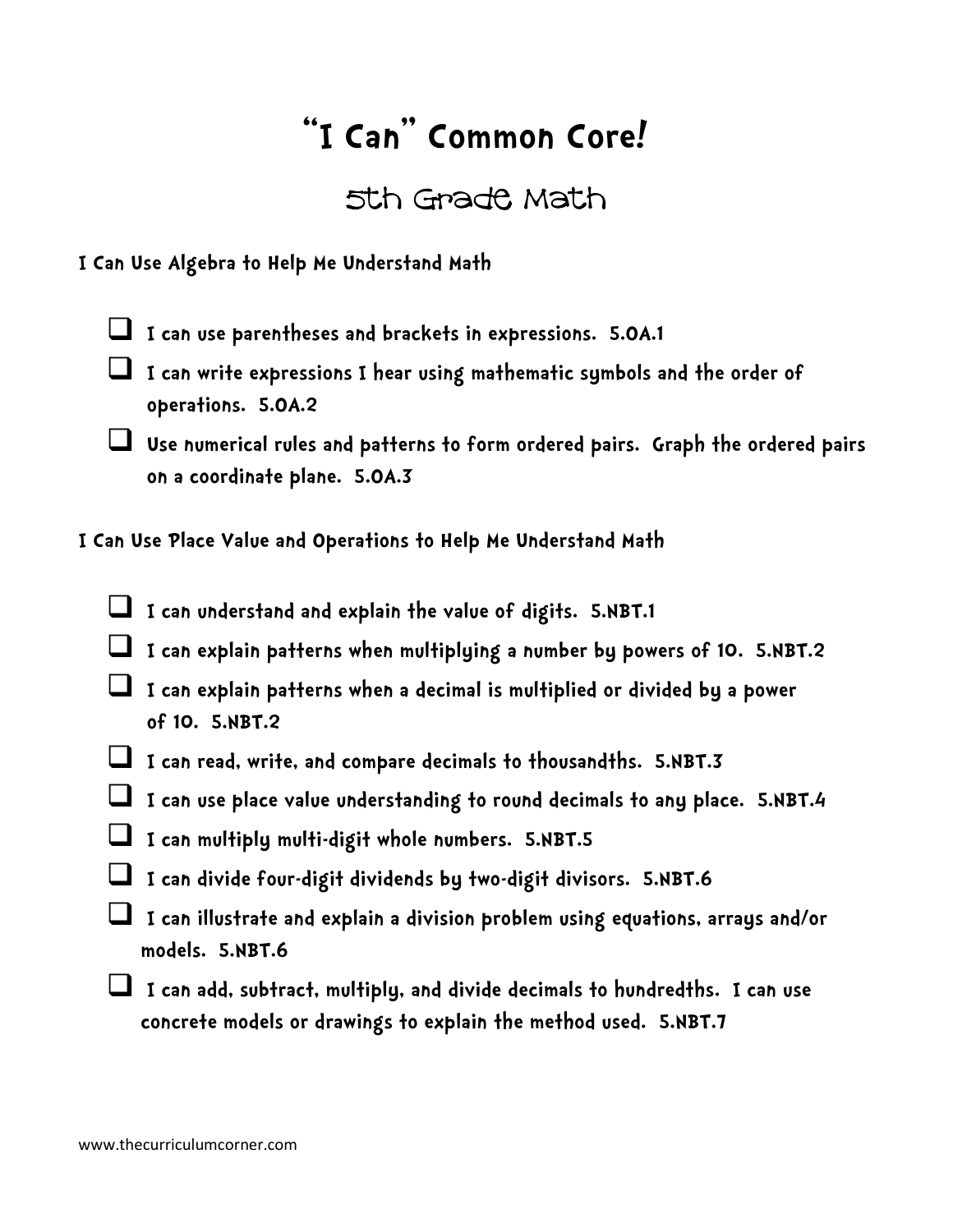# "I Can" Common Core!

## 5th Grade Math

### I Can Use Algebra to Help Me Understand Math

- ❑ I can use parentheses and brackets in expressions. 5.OA.1
- ❑ I can write expressions I hear using mathematic symbols and the order of operations. 5.OA.2
- ❑ Use numerical rules and patterns to form ordered pairs. Graph the ordered pairs on a coordinate plane. 5.OA.3

### I Can Use Place Value and Operations to Help Me Understand Math

- ❑ I can understand and explain the value of digits. 5.NBT.1
- ❑ I can explain patterns when multiplying a number by powers of 10. 5.NBT.2
- ❑ I can explain patterns when a decimal is multiplied or divided by a power of 10. 5.NBT.2
- ❑ I can read, write, and compare decimals to thousandths. 5.NBT.3
- ❑ I can use place value understanding to round decimals to any place. 5.NBT.4
- ❑ I can multiply multi-digit whole numbers. 5.NBT.5
- ❑ I can divide four-digit dividends by two-digit divisors. 5.NBT.6
- ❑ I can illustrate and explain a division problem using equations, arrays and/or models. 5.NBT.6
- ❑ I can add, subtract, multiply, and divide decimals to hundredths. I can use concrete models or drawings to explain the method used. 5.NBT.7

www.thecurriculumcorner.com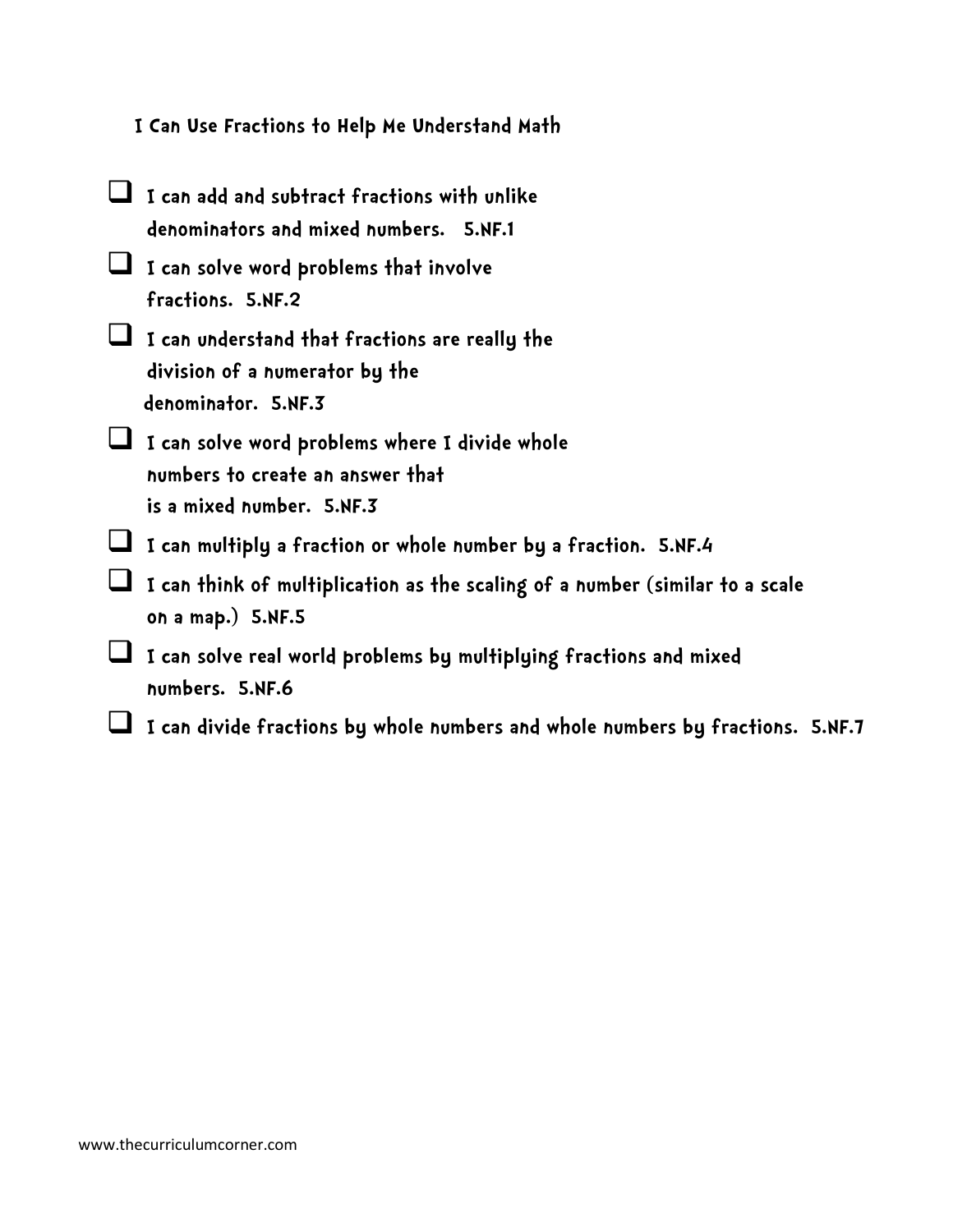# I Can Use Fractions to Help Me Understand Math

- [ ] I can add and subtract fractions with unlike denominators and mixed numbers. 5.NF.1
- [ ] I can solve word problems that involve fractions. 5.NF.2
- [ ] I can understand that fractions are really the division of a numerator by the denominator. 5.NF.3
- [ ] I can solve word problems where I divide whole numbers to create an answer that is a mixed number. 5.NF.3
- [ ] I can multiply a fraction or whole number by a fraction. 5.NF.4
- [ ] I can think of multiplication as the scaling of a number (similar to a scale on a map.) 5.NF.5
- [ ] I can solve real world problems by multiplying fractions and mixed numbers. 5.NF.6
- [ ] I can divide fractions by whole numbers and whole numbers by fractions. 5.NF.7

www.thecurriculumcorner.com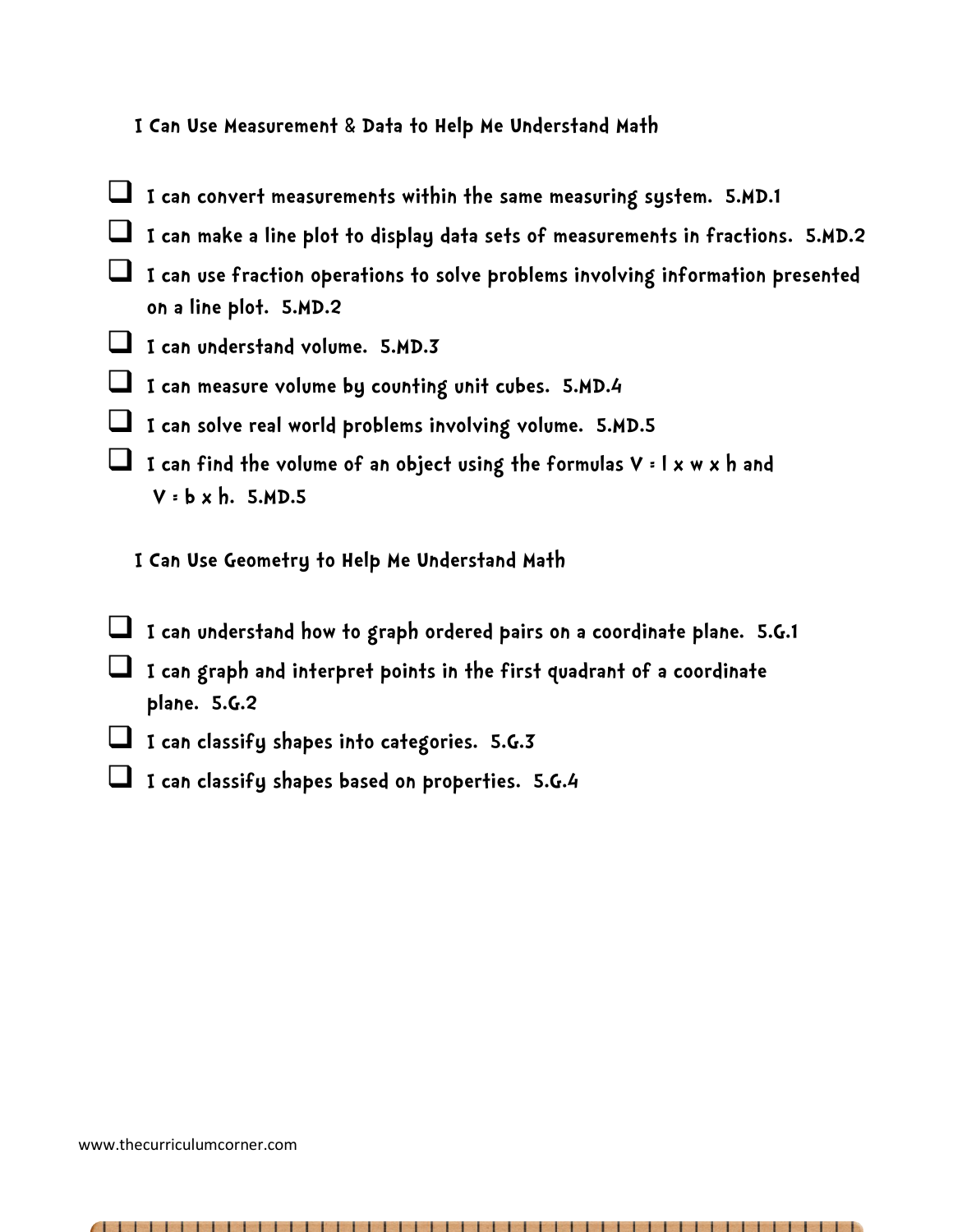## I Can Use Measurement & Data to Help Me Understand Math

- [ ] I can convert measurements within the same measuring system. 5.MD.1
- [ ] I can make a line plot to display data sets of measurements in fractions. 5.MD.2
- [ ] I can use fraction operations to solve problems involving information presented on a line plot. 5.MD.2
- [ ] I can understand volume. 5.MD.3
- [ ] I can measure volume by counting unit cubes. 5.MD.4
- [ ] I can solve real world problems involving volume. 5.MD.5
- [ ] I can find the volume of an object using the formulas $V = l \times w \times h$ and $V = b \times h$. 5.MD.5

## I Can Use Geometry to Help Me Understand Math

- [ ] I can understand how to graph ordered pairs on a coordinate plane. 5.G.1
- [ ] I can graph and interpret points in the first quadrant of a coordinate plane. 5.G.2
- [ ] I can classify shapes into categories. 5.G.3
- [ ] I can classify shapes based on properties. 5.G.4

www.thecurriculumcorner.com